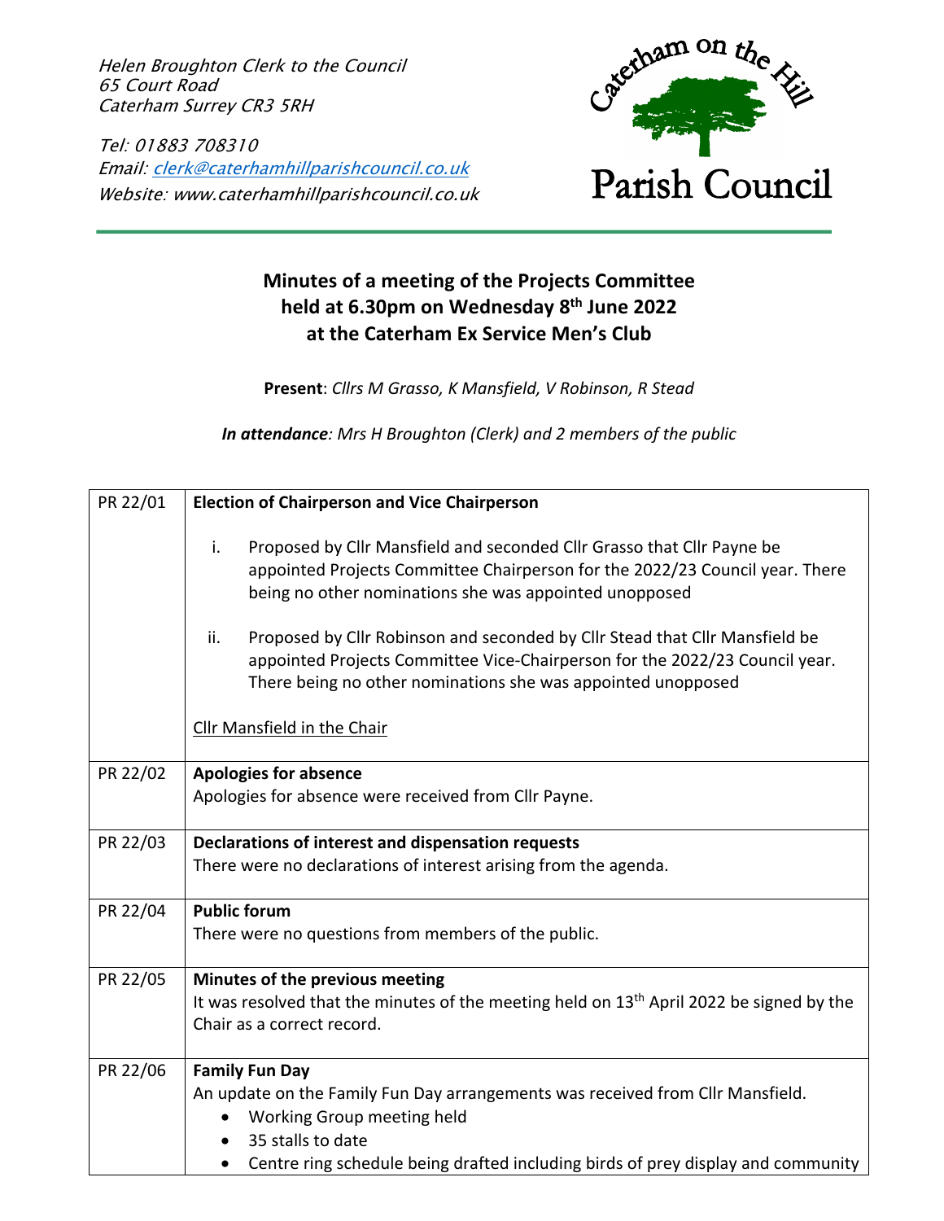Helen Broughton Clerk to the Council
65 Court Road
Caterham Surrey CR3 5RH

Tel: 01883 708310
Email: clerk@caterhamhillparishcouncil.co.uk
Website: www.caterhamhillparishcouncil.co.uk

Caterham on the Hill
Parish Council

## Minutes of a meeting of the Projects Committee held at 6.30pm on Wednesday 8th June 2022 at the Caterham Ex Service Men's Club

**Present**: *Cllrs M Grasso, K Mansfield, V Robinson, R Stead*

***In attendance****: Mrs H Broughton (Clerk) and 2 members of the public*

| | |
|---|---|
| PR 22/01 | **Election of Chairperson and Vice Chairperson**<br><br>i. Proposed by Cllr Mansfield and seconded Cllr Grasso that Cllr Payne be appointed Projects Committee Chairperson for the 2022/23 Council year. There being no other nominations she was appointed unopposed<br><br>ii. Proposed by Cllr Robinson and seconded by Cllr Stead that Cllr Mansfield be appointed Projects Committee Vice-Chairperson for the 2022/23 Council year. There being no other nominations she was appointed unopposed<br><br>Cllr Mansfield in the Chair |
| PR 22/02 | **Apologies for absence**<br>Apologies for absence were received from Cllr Payne. |
| PR 22/03 | **Declarations of interest and dispensation requests**<br>There were no declarations of interest arising from the agenda. |
| PR 22/04 | **Public forum**<br>There were no questions from members of the public. |
| PR 22/05 | **Minutes of the previous meeting**<br>It was resolved that the minutes of the meeting held on 13th April 2022 be signed by the Chair as a correct record. |
| PR 22/06 | **Family Fun Day**<br>An update on the Family Fun Day arrangements was received from Cllr Mansfield.<br>• Working Group meeting held<br>• 35 stalls to date<br>• Centre ring schedule being drafted including birds of prey display and community |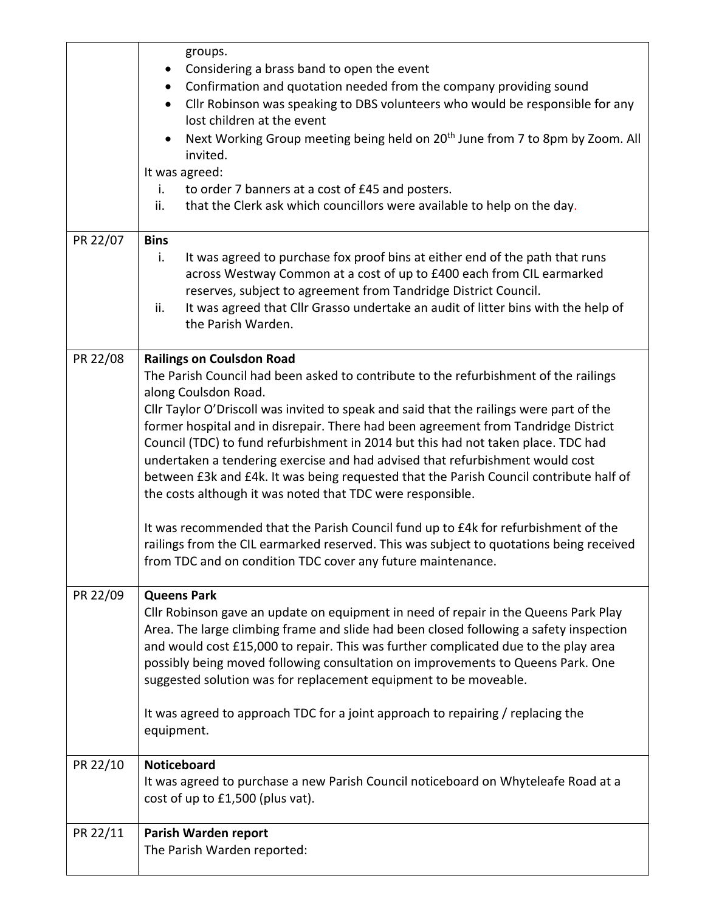| | |
|---|---|
| | groups.<br>• Considering a brass band to open the event<br>• Confirmation and quotation needed from the company providing sound<br>• Cllr Robinson was speaking to DBS volunteers who would be responsible for any lost children at the event<br>• Next Working Group meeting being held on 20th June from 7 to 8pm by Zoom. All invited.<br>It was agreed:<br>i. to order 7 banners at a cost of £45 and posters.<br>ii. that the Clerk ask which councillors were available to help on the day. |
| PR 22/07 | **Bins**<br>i. It was agreed to purchase fox proof bins at either end of the path that runs across Westway Common at a cost of up to £400 each from CIL earmarked reserves, subject to agreement from Tandridge District Council.<br>ii. It was agreed that Cllr Grasso undertake an audit of litter bins with the help of the Parish Warden. |
| PR 22/08 | **Railings on Coulsdon Road**<br>The Parish Council had been asked to contribute to the refurbishment of the railings along Coulsdon Road.<br>Cllr Taylor O'Driscoll was invited to speak and said that the railings were part of the former hospital and in disrepair. There had been agreement from Tandridge District Council (TDC) to fund refurbishment in 2014 but this had not taken place. TDC had undertaken a tendering exercise and had advised that refurbishment would cost between £3k and £4k. It was being requested that the Parish Council contribute half of the costs although it was noted that TDC were responsible.<br><br>It was recommended that the Parish Council fund up to £4k for refurbishment of the railings from the CIL earmarked reserved. This was subject to quotations being received from TDC and on condition TDC cover any future maintenance. |
| PR 22/09 | **Queens Park**<br>Cllr Robinson gave an update on equipment in need of repair in the Queens Park Play Area. The large climbing frame and slide had been closed following a safety inspection and would cost £15,000 to repair. This was further complicated due to the play area possibly being moved following consultation on improvements to Queens Park. One suggested solution was for replacement equipment to be moveable.<br><br>It was agreed to approach TDC for a joint approach to repairing / replacing the equipment. |
| PR 22/10 | **Noticeboard**<br>It was agreed to purchase a new Parish Council noticeboard on Whyteleafe Road at a cost of up to £1,500 (plus vat). |
| PR 22/11 | **Parish Warden report**<br>The Parish Warden reported: |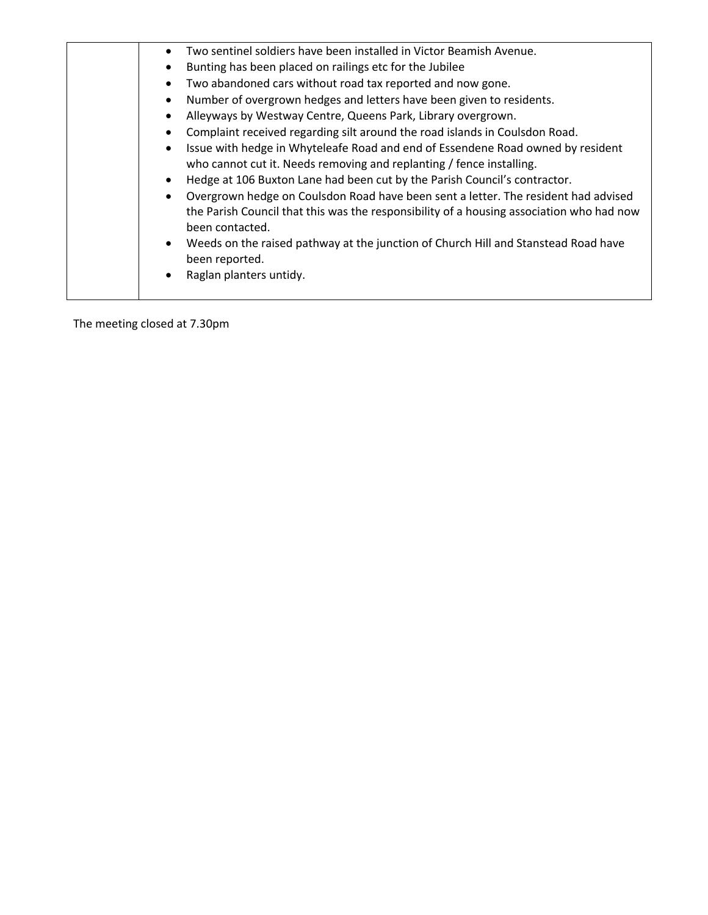| | |
|---|---|
| | • Two sentinel soldiers have been installed in Victor Beamish Avenue.<br>• Bunting has been placed on railings etc for the Jubilee<br>• Two abandoned cars without road tax reported and now gone.<br>• Number of overgrown hedges and letters have been given to residents.<br>• Alleyways by Westway Centre, Queens Park, Library overgrown.<br>• Complaint received regarding silt around the road islands in Coulsdon Road.<br>• Issue with hedge in Whyteleafe Road and end of Essendene Road owned by resident who cannot cut it. Needs removing and replanting / fence installing.<br>• Hedge at 106 Buxton Lane had been cut by the Parish Council's contractor.<br>• Overgrown hedge on Coulsdon Road have been sent a letter. The resident had advised the Parish Council that this was the responsibility of a housing association who had now been contacted.<br>• Weeds on the raised pathway at the junction of Church Hill and Stanstead Road have been reported.<br>• Raglan planters untidy. |

The meeting closed at 7.30pm